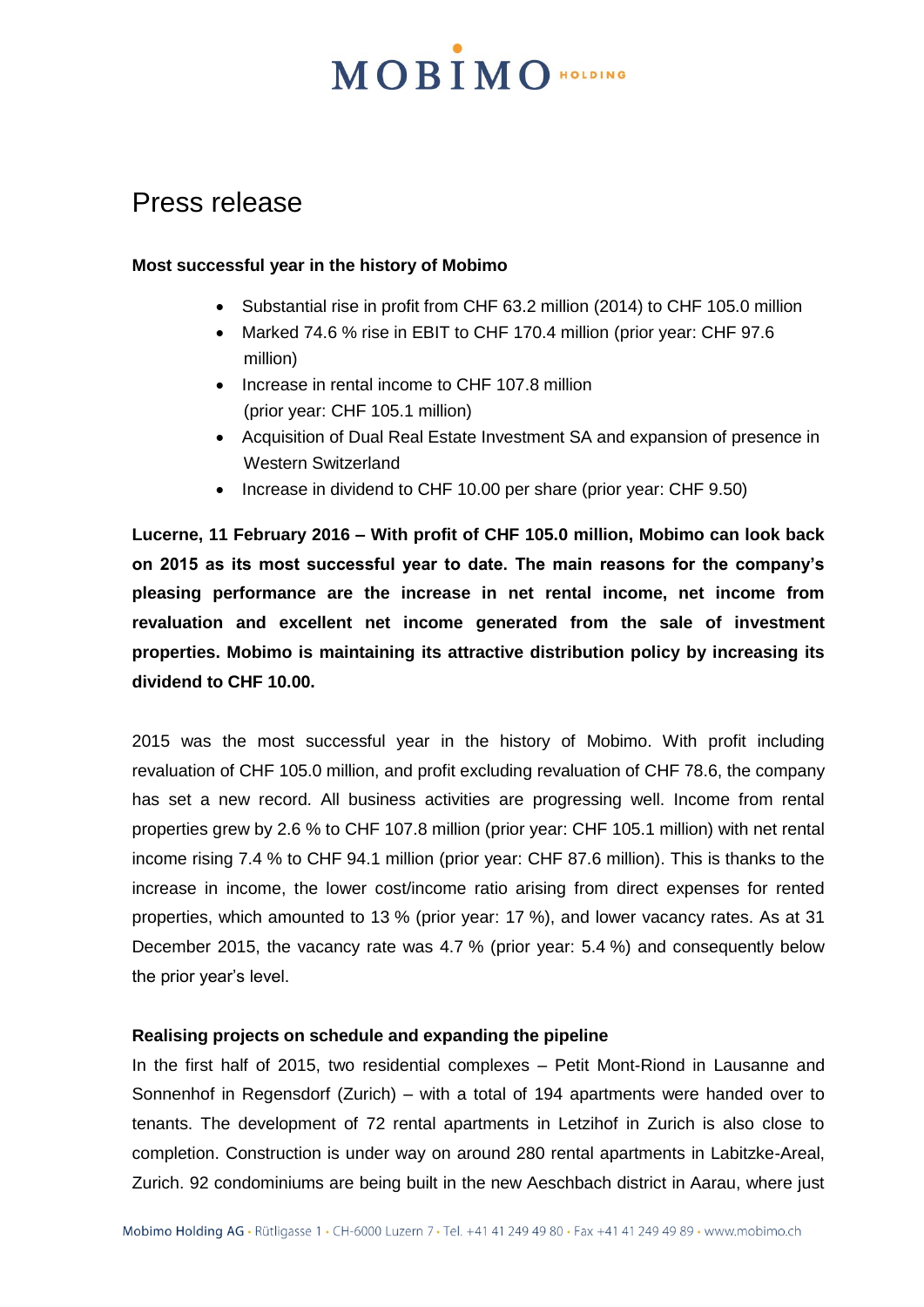# Press release

**Most successful year in the history of Mobimo**

- Substantial rise in profit from CHF 63.2 million (2014) to CHF 105.0 million
- Marked 74.6 % rise in EBIT to CHF 170.4 million (prior year: CHF 97.6 million)
- Increase in rental income to CHF 107.8 million (prior year: CHF 105.1 million)
- Acquisition of Dual Real Estate Investment SA and expansion of presence in Western Switzerland
- Increase in dividend to CHF 10.00 per share (prior year: CHF 9.50)

**Lucerne, 11 February 2016 – With profit of CHF 105.0 million, Mobimo can look back on 2015 as its most successful year to date. The main reasons for the company's pleasing performance are the increase in net rental income, net income from revaluation and excellent net income generated from the sale of investment properties. Mobimo is maintaining its attractive distribution policy by increasing its dividend to CHF 10.00.**

2015 was the most successful year in the history of Mobimo. With profit including revaluation of CHF 105.0 million, and profit excluding revaluation of CHF 78.6, the company has set a new record. All business activities are progressing well. Income from rental properties grew by 2.6 % to CHF 107.8 million (prior year: CHF 105.1 million) with net rental income rising 7.4 % to CHF 94.1 million (prior year: CHF 87.6 million). This is thanks to the increase in income, the lower cost/income ratio arising from direct expenses for rented properties, which amounted to 13 % (prior year: 17 %), and lower vacancy rates. As at 31 December 2015, the vacancy rate was 4.7 % (prior year: 5.4 %) and consequently below the prior year's level.

**Realising projects on schedule and expanding the pipeline**

In the first half of 2015, two residential complexes – Petit Mont-Riond in Lausanne and Sonnenhof in Regensdorf (Zurich) – with a total of 194 apartments were handed over to tenants. The development of 72 rental apartments in Letzihof in Zurich is also close to completion. Construction is under way on around 280 rental apartments in Labitzke-Areal, Zurich. 92 condominiums are being built in the new Aeschbach district in Aarau, where just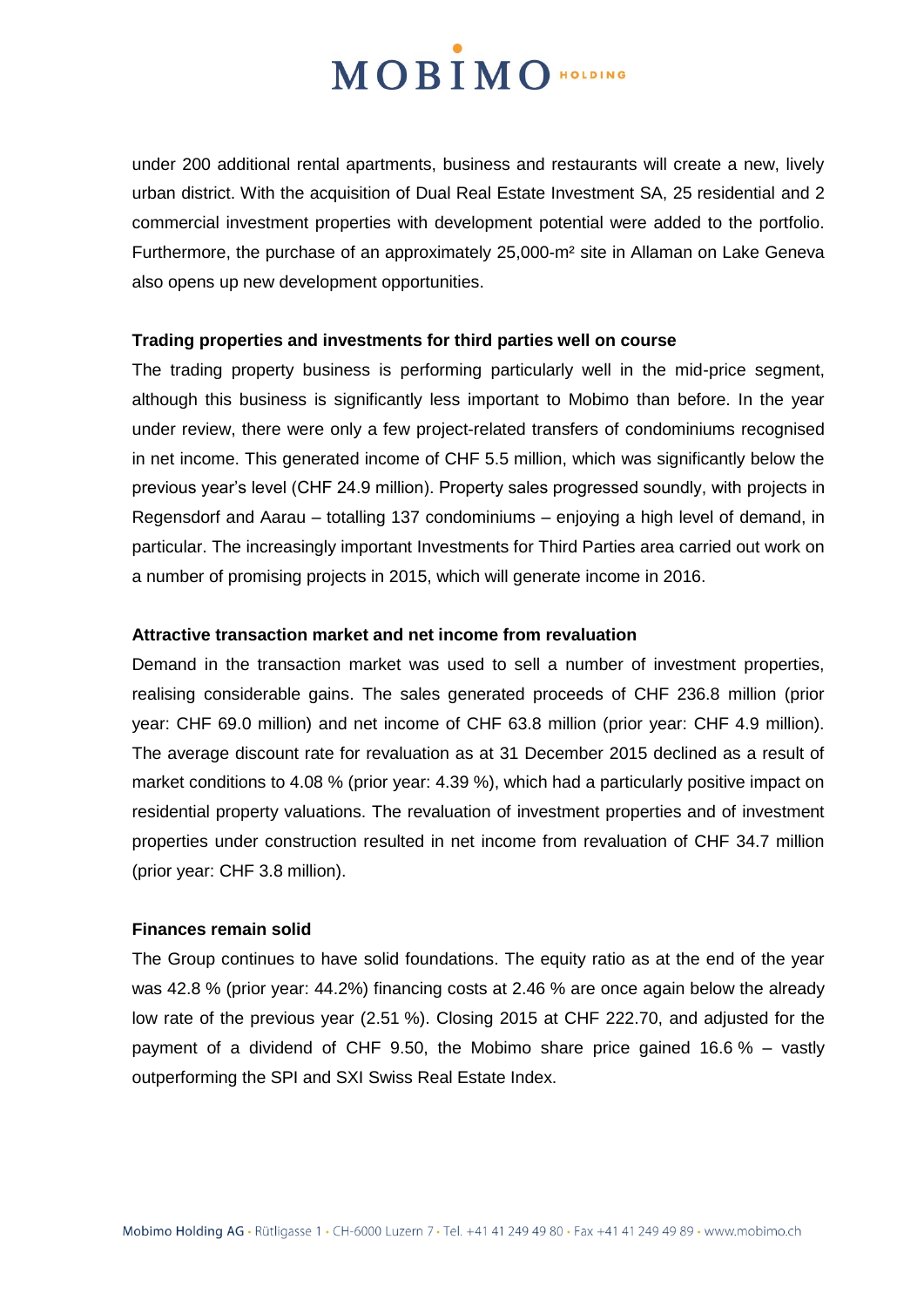under 200 additional rental apartments, business and restaurants will create a new, lively urban district. With the acquisition of Dual Real Estate Investment SA, 25 residential and 2 commercial investment properties with development potential were added to the portfolio. Furthermore, the purchase of an approximately 25,000-m² site in Allaman on Lake Geneva also opens up new development opportunities.

**Trading properties and investments for third parties well on course**

The trading property business is performing particularly well in the mid-price segment, although this business is significantly less important to Mobimo than before. In the year under review, there were only a few project-related transfers of condominiums recognised in net income. This generated income of CHF 5.5 million, which was significantly below the previous year's level (CHF 24.9 million). Property sales progressed soundly, with projects in Regensdorf and Aarau – totalling 137 condominiums – enjoying a high level of demand, in particular. The increasingly important Investments for Third Parties area carried out work on a number of promising projects in 2015, which will generate income in 2016.

**Attractive transaction market and net income from revaluation**

Demand in the transaction market was used to sell a number of investment properties, realising considerable gains. The sales generated proceeds of CHF 236.8 million (prior year: CHF 69.0 million) and net income of CHF 63.8 million (prior year: CHF 4.9 million). The average discount rate for revaluation as at 31 December 2015 declined as a result of market conditions to 4.08 % (prior year: 4.39 %), which had a particularly positive impact on residential property valuations. The revaluation of investment properties and of investment properties under construction resulted in net income from revaluation of CHF 34.7 million (prior year: CHF 3.8 million).

**Finances remain solid**

The Group continues to have solid foundations. The equity ratio as at the end of the year was 42.8 % (prior year: 44.2%) financing costs at 2.46 % are once again below the already low rate of the previous year (2.51 %). Closing 2015 at CHF 222.70, and adjusted for the payment of a dividend of CHF 9.50, the Mobimo share price gained 16.6 % – vastly outperforming the SPI and SXI Swiss Real Estate Index.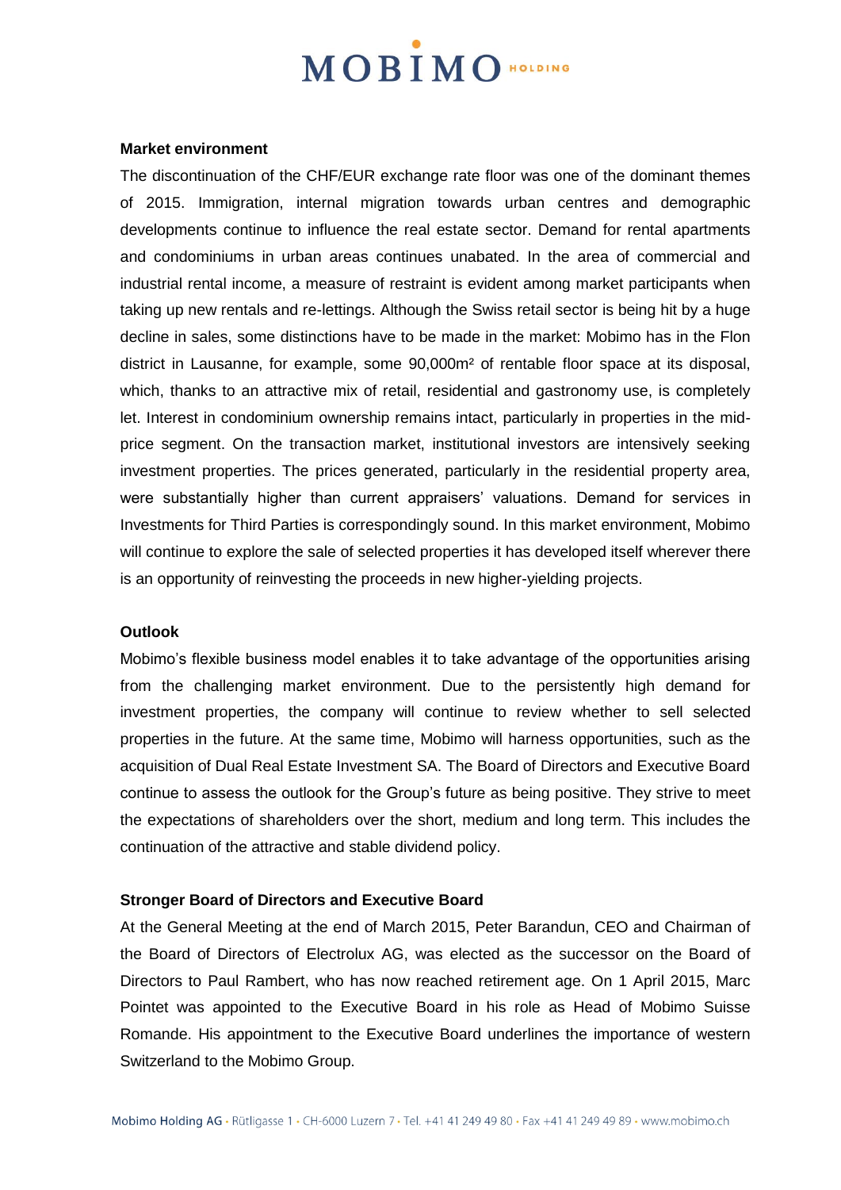**Market environment**

The discontinuation of the CHF/EUR exchange rate floor was one of the dominant themes of 2015. Immigration, internal migration towards urban centres and demographic developments continue to influence the real estate sector. Demand for rental apartments and condominiums in urban areas continues unabated. In the area of commercial and industrial rental income, a measure of restraint is evident among market participants when taking up new rentals and re-lettings. Although the Swiss retail sector is being hit by a huge decline in sales, some distinctions have to be made in the market: Mobimo has in the Flon district in Lausanne, for example, some 90,000m² of rentable floor space at its disposal, which, thanks to an attractive mix of retail, residential and gastronomy use, is completely let. Interest in condominium ownership remains intact, particularly in properties in the mid-price segment. On the transaction market, institutional investors are intensively seeking investment properties. The prices generated, particularly in the residential property area, were substantially higher than current appraisers' valuations. Demand for services in Investments for Third Parties is correspondingly sound. In this market environment, Mobimo will continue to explore the sale of selected properties it has developed itself wherever there is an opportunity of reinvesting the proceeds in new higher-yielding projects.

**Outlook**

Mobimo's flexible business model enables it to take advantage of the opportunities arising from the challenging market environment. Due to the persistently high demand for investment properties, the company will continue to review whether to sell selected properties in the future. At the same time, Mobimo will harness opportunities, such as the acquisition of Dual Real Estate Investment SA. The Board of Directors and Executive Board continue to assess the outlook for the Group's future as being positive. They strive to meet the expectations of shareholders over the short, medium and long term. This includes the continuation of the attractive and stable dividend policy.

**Stronger Board of Directors and Executive Board**

At the General Meeting at the end of March 2015, Peter Barandun, CEO and Chairman of the Board of Directors of Electrolux AG, was elected as the successor on the Board of Directors to Paul Rambert, who has now reached retirement age. On 1 April 2015, Marc Pointet was appointed to the Executive Board in his role as Head of Mobimo Suisse Romande. His appointment to the Executive Board underlines the importance of western Switzerland to the Mobimo Group.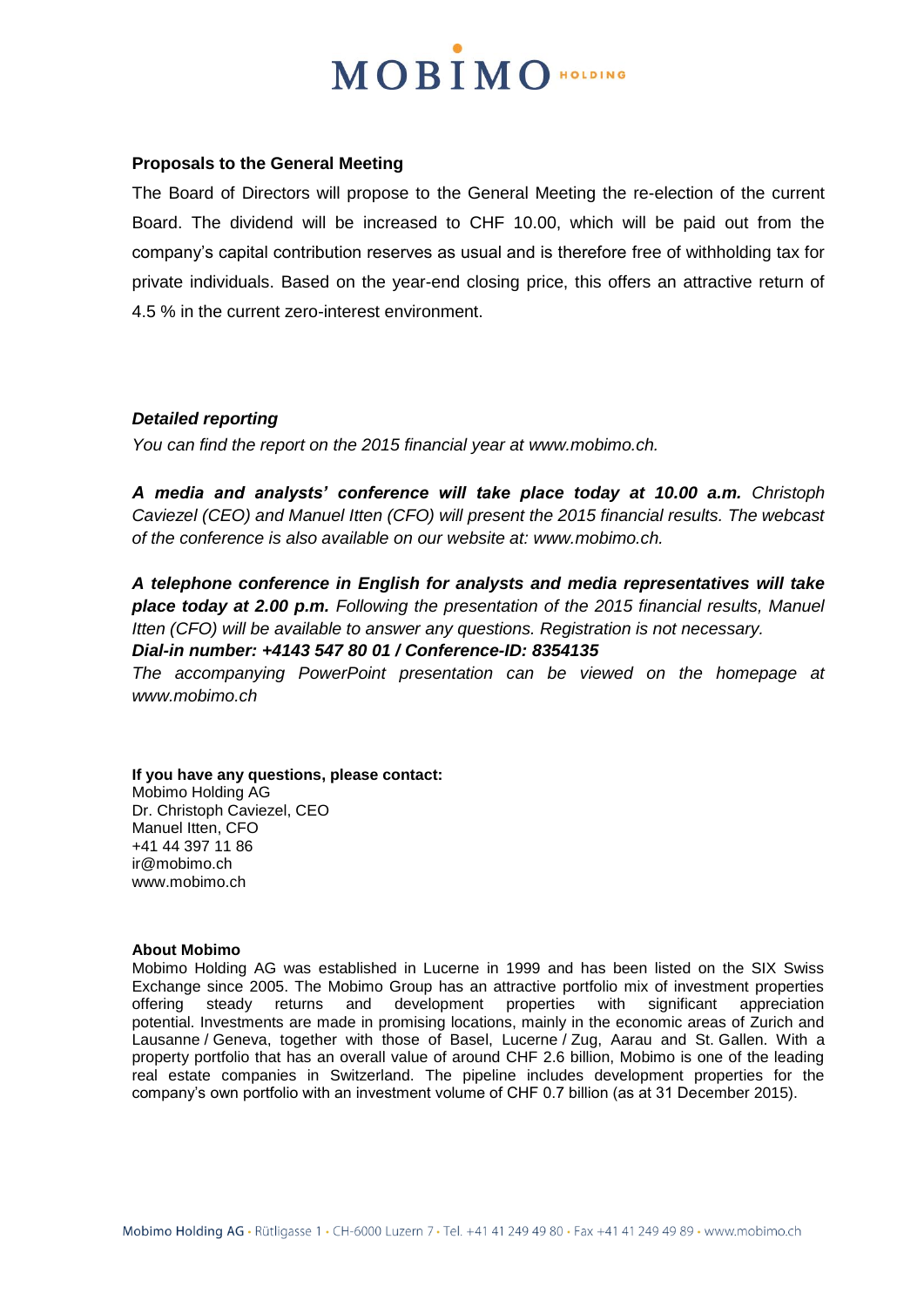### Proposals to the General Meeting

The Board of Directors will propose to the General Meeting the re-election of the current Board. The dividend will be increased to CHF 10.00, which will be paid out from the company's capital contribution reserves as usual and is therefore free of withholding tax for private individuals. Based on the year-end closing price, this offers an attractive return of 4.5 % in the current zero-interest environment.

***Detailed reporting***

*You can find the report on the 2015 financial year at www.mobimo.ch.*

***A media and analysts' conference will take place today at 10.00 a.m.*** *Christoph Caviezel (CEO) and Manuel Itten (CFO) will present the 2015 financial results. The webcast of the conference is also available on our website at: www.mobimo.ch.*

***A telephone conference in English for analysts and media representatives will take place today at 2.00 p.m.*** *Following the presentation of the 2015 financial results, Manuel Itten (CFO) will be available to answer any questions. Registration is not necessary.*
***Dial-in number: +4143 547 80 01 / Conference-ID: 8354135***
*The accompanying PowerPoint presentation can be viewed on the homepage at www.mobimo.ch*

**If you have any questions, please contact:**
Mobimo Holding AG
Dr. Christoph Caviezel, CEO
Manuel Itten, CFO
+41 44 397 11 86
ir@mobimo.ch
www.mobimo.ch

**About Mobimo**
Mobimo Holding AG was established in Lucerne in 1999 and has been listed on the SIX Swiss Exchange since 2005. The Mobimo Group has an attractive portfolio mix of investment properties offering steady returns and development properties with significant appreciation potential. Investments are made in promising locations, mainly in the economic areas of Zurich and Lausanne / Geneva, together with those of Basel, Lucerne / Zug, Aarau and St. Gallen. With a property portfolio that has an overall value of around CHF 2.6 billion, Mobimo is one of the leading real estate companies in Switzerland. The pipeline includes development properties for the company's own portfolio with an investment volume of CHF 0.7 billion (as at 31 December 2015).